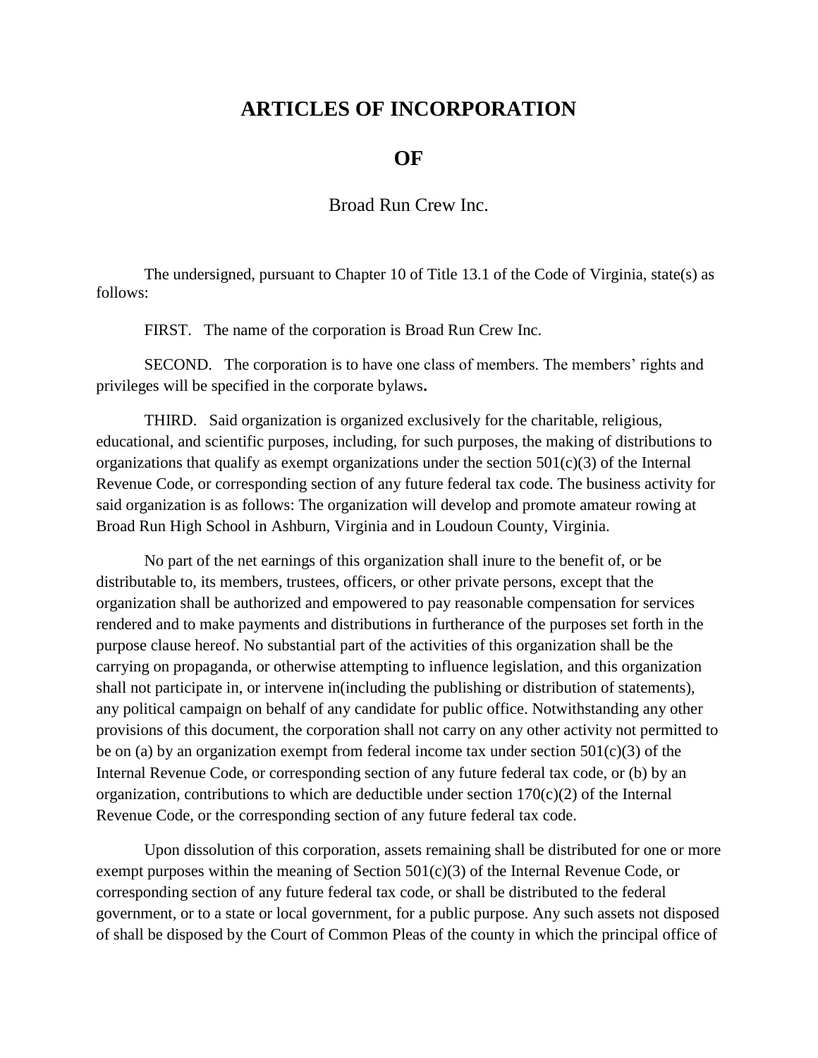# ARTICLES OF INCORPORATION

# OF

Broad Run Crew Inc.

The undersigned, pursuant to Chapter 10 of Title 13.1 of the Code of Virginia, state(s) as follows:

FIRST. The name of the corporation is Broad Run Crew Inc.

SECOND. The corporation is to have one class of members. The members' rights and privileges will be specified in the corporate bylaws**.**

THIRD. Said organization is organized exclusively for the charitable, religious, educational, and scientific purposes, including, for such purposes, the making of distributions to organizations that qualify as exempt organizations under the section 501(c)(3) of the Internal Revenue Code, or corresponding section of any future federal tax code. The business activity for said organization is as follows: The organization will develop and promote amateur rowing at Broad Run High School in Ashburn, Virginia and in Loudoun County, Virginia.

No part of the net earnings of this organization shall inure to the benefit of, or be distributable to, its members, trustees, officers, or other private persons, except that the organization shall be authorized and empowered to pay reasonable compensation for services rendered and to make payments and distributions in furtherance of the purposes set forth in the purpose clause hereof. No substantial part of the activities of this organization shall be the carrying on propaganda, or otherwise attempting to influence legislation, and this organization shall not participate in, or intervene in(including the publishing or distribution of statements), any political campaign on behalf of any candidate for public office. Notwithstanding any other provisions of this document, the corporation shall not carry on any other activity not permitted to be on (a) by an organization exempt from federal income tax under section 501(c)(3) of the Internal Revenue Code, or corresponding section of any future federal tax code, or (b) by an organization, contributions to which are deductible under section 170(c)(2) of the Internal Revenue Code, or the corresponding section of any future federal tax code.

Upon dissolution of this corporation, assets remaining shall be distributed for one or more exempt purposes within the meaning of Section 501(c)(3) of the Internal Revenue Code, or corresponding section of any future federal tax code, or shall be distributed to the federal government, or to a state or local government, for a public purpose. Any such assets not disposed of shall be disposed by the Court of Common Pleas of the county in which the principal office of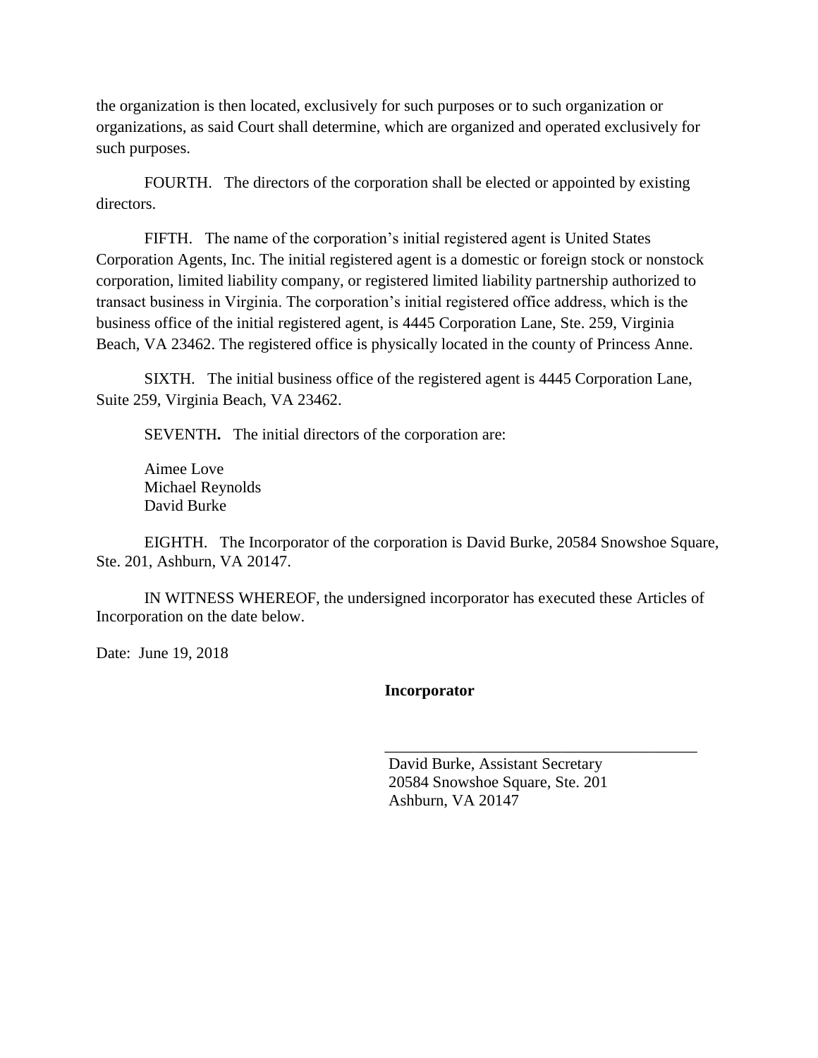the organization is then located, exclusively for such purposes or to such organization or organizations, as said Court shall determine, which are organized and operated exclusively for such purposes.

FOURTH. The directors of the corporation shall be elected or appointed by existing directors.

FIFTH. The name of the corporation's initial registered agent is United States Corporation Agents, Inc. The initial registered agent is a domestic or foreign stock or nonstock corporation, limited liability company, or registered limited liability partnership authorized to transact business in Virginia. The corporation's initial registered office address, which is the business office of the initial registered agent, is 4445 Corporation Lane, Ste. 259, Virginia Beach, VA 23462. The registered office is physically located in the county of Princess Anne.

SIXTH. The initial business office of the registered agent is 4445 Corporation Lane, Suite 259, Virginia Beach, VA 23462.

SEVENTH**.** The initial directors of the corporation are:

Aimee Love
Michael Reynolds
David Burke

EIGHTH. The Incorporator of the corporation is David Burke, 20584 Snowshoe Square, Ste. 201, Ashburn, VA 20147.

IN WITNESS WHEREOF, the undersigned incorporator has executed these Articles of Incorporation on the date below.

Date: June 19, 2018

**Incorporator**

\_\_\_\_\_\_\_\_\_\_\_\_\_\_\_\_\_\_\_\_\_\_\_\_\_\_\_\_\_\_\_\_\_\_\_\_\_\_\_\_

David Burke, Assistant Secretary
20584 Snowshoe Square, Ste. 201
Ashburn, VA 20147